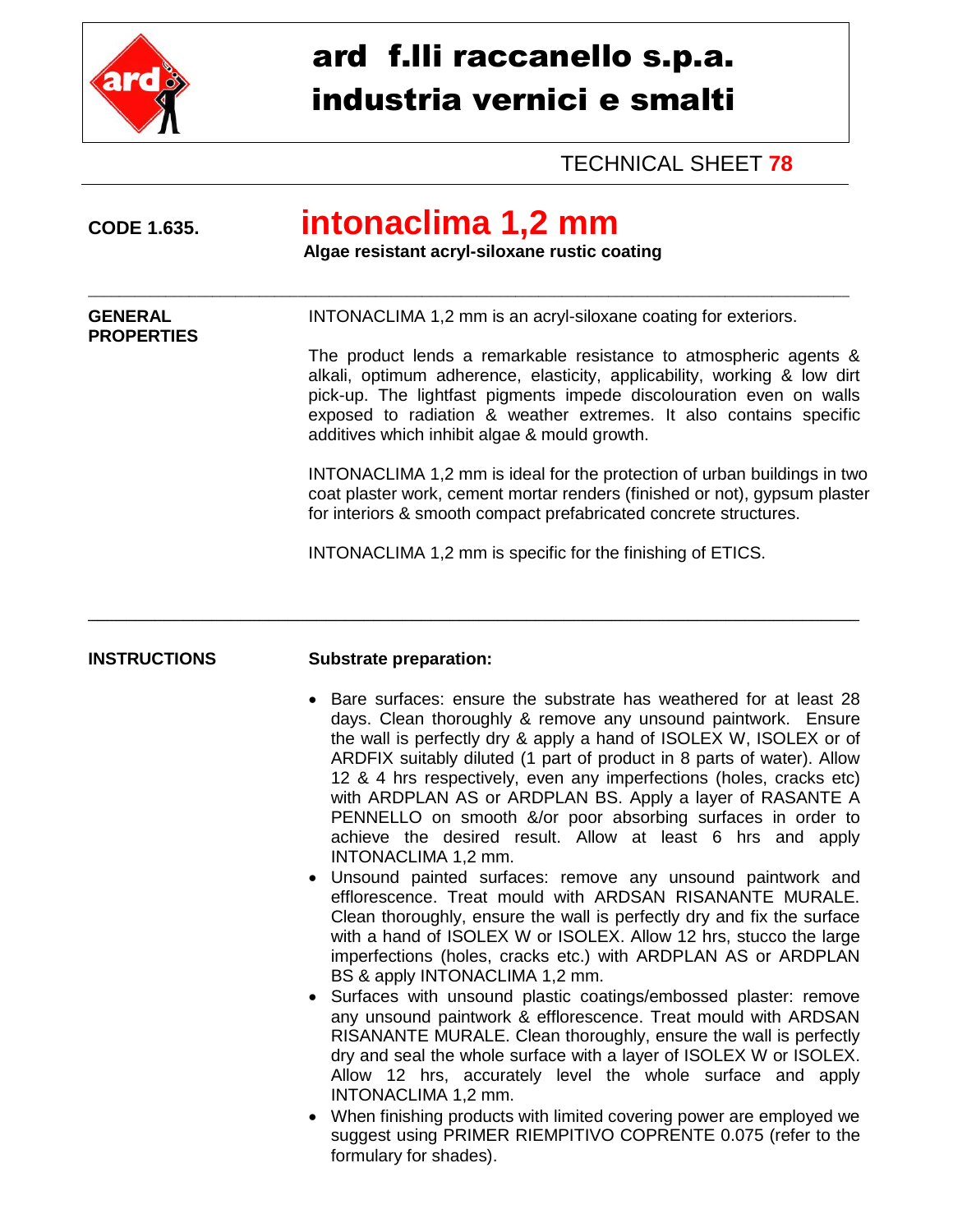# ard f.lli raccanello s.p.a.
# industria vernici e smalti

TECHNICAL SHEET **78**

**CODE 1.635.** 

## intonaclima 1,2 mm

**Algae resistant acryl-siloxane rustic coating**

---

**GENERAL PROPERTIES**

INTONACLIMA 1,2 mm is an acryl-siloxane coating for exteriors.

The product lends a remarkable resistance to atmospheric agents & alkali, optimum adherence, elasticity, applicability, working & low dirt pick-up. The lightfast pigments impede discolouration even on walls exposed to radiation & weather extremes. It also contains specific additives which inhibit algae & mould growth.

INTONACLIMA 1,2 mm is ideal for the protection of urban buildings in two coat plaster work, cement mortar renders (finished or not), gypsum plaster for interiors & smooth compact prefabricated concrete structures.

INTONACLIMA 1,2 mm is specific for the finishing of ETICS.

---

**INSTRUCTIONS**

**Substrate preparation:**

- Bare surfaces: ensure the substrate has weathered for at least 28 days. Clean thoroughly & remove any unsound paintwork. Ensure the wall is perfectly dry & apply a hand of ISOLEX W, ISOLEX or of ARDFIX suitably diluted (1 part of product in 8 parts of water). Allow 12 & 4 hrs respectively, even any imperfections (holes, cracks etc) with ARDPLAN AS or ARDPLAN BS. Apply a layer of RASANTE A PENNELLO on smooth &/or poor absorbing surfaces in order to achieve the desired result. Allow at least 6 hrs and apply INTONACLIMA 1,2 mm.
- Unsound painted surfaces: remove any unsound paintwork and efflorescence. Treat mould with ARDSAN RISANANTE MURALE. Clean thoroughly, ensure the wall is perfectly dry and fix the surface with a hand of ISOLEX W or ISOLEX. Allow 12 hrs, stucco the large imperfections (holes, cracks etc.) with ARDPLAN AS or ARDPLAN BS & apply INTONACLIMA 1,2 mm.
- Surfaces with unsound plastic coatings/embossed plaster: remove any unsound paintwork & efflorescence. Treat mould with ARDSAN RISANANTE MURALE. Clean thoroughly, ensure the wall is perfectly dry and seal the whole surface with a layer of ISOLEX W or ISOLEX. Allow 12 hrs, accurately level the whole surface and apply INTONACLIMA 1,2 mm.
- When finishing products with limited covering power are employed we suggest using PRIMER RIEMPITIVO COPRENTE 0.075 (refer to the formulary for shades).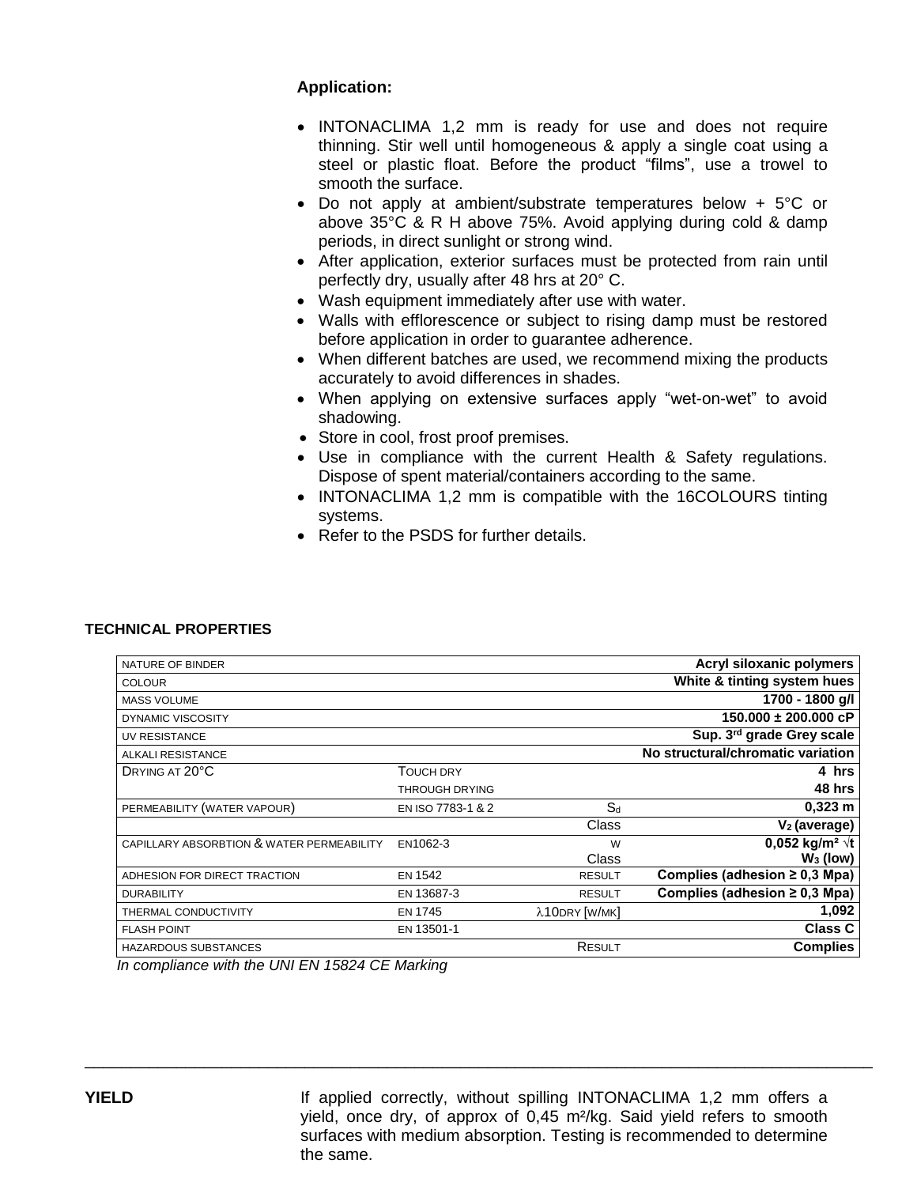**Application:**

- INTONACLIMA 1,2 mm is ready for use and does not require thinning. Stir well until homogeneous & apply a single coat using a steel or plastic float. Before the product "films", use a trowel to smooth the surface.
- Do not apply at ambient/substrate temperatures below + 5°C or above 35°C & R H above 75%. Avoid applying during cold & damp periods, in direct sunlight or strong wind.
- After application, exterior surfaces must be protected from rain until perfectly dry, usually after 48 hrs at 20° C.
- Wash equipment immediately after use with water.
- Walls with efflorescence or subject to rising damp must be restored before application in order to guarantee adherence.
- When different batches are used, we recommend mixing the products accurately to avoid differences in shades.
- When applying on extensive surfaces apply "wet-on-wet" to avoid shadowing.
- Store in cool, frost proof premises.
- Use in compliance with the current Health & Safety regulations. Dispose of spent material/containers according to the same.
- INTONACLIMA 1,2 mm is compatible with the 16COLOURS tinting systems.
- Refer to the PSDS for further details.

**TECHNICAL PROPERTIES**

| | | | |
|---|---|---|---|
| NATURE OF BINDER | | | **Acryl siloxanic polymers** |
| COLOUR | | | **White & tinting system hues** |
| MASS VOLUME | | | **1700 - 1800 g/l** |
| DYNAMIC VISCOSITY | | | **150.000 ± 200.000 cP** |
| UV RESISTANCE | | | **Sup. 3rd grade Grey scale** |
| ALKALI RESISTANCE | | | **No structural/chromatic variation** |
| DRYING AT 20°C | TOUCH DRY | | **4 hrs** |
| | THROUGH DRYING | | **48 hrs** |
| PERMEABILITY (WATER VAPOUR) | EN ISO 7783-1 & 2 | $S_d$ | **0,323 m** |
| | | Class | **$V_2$ (average)** |
| CAPILLARY ABSORBTION & WATER PERMEABILITY | EN1062-3 | W | **0,052 kg/m² √t** |
| | | Class | **$W_3$ (low)** |
| ADHESION FOR DIRECT TRACTION | EN 1542 | RESULT | **Complies (adhesion ≥ 0,3 Mpa)** |
| DURABILITY | EN 13687-3 | RESULT | **Complies (adhesion ≥ 0,3 Mpa)** |
| THERMAL CONDUCTIVITY | EN 1745 | $\lambda_{10DRY}$ [W/MK] | **1,092** |
| FLASH POINT | EN 13501-1 | | **Class C** |
| HAZARDOUS SUBSTANCES | | RESULT | **Complies** |

*In compliance with the UNI EN 15824 CE Marking*

---

**YIELD**

If applied correctly, without spilling INTONACLIMA 1,2 mm offers a yield, once dry, of approx of 0,45 m²/kg. Said yield refers to smooth surfaces with medium absorption. Testing is recommended to determine the same.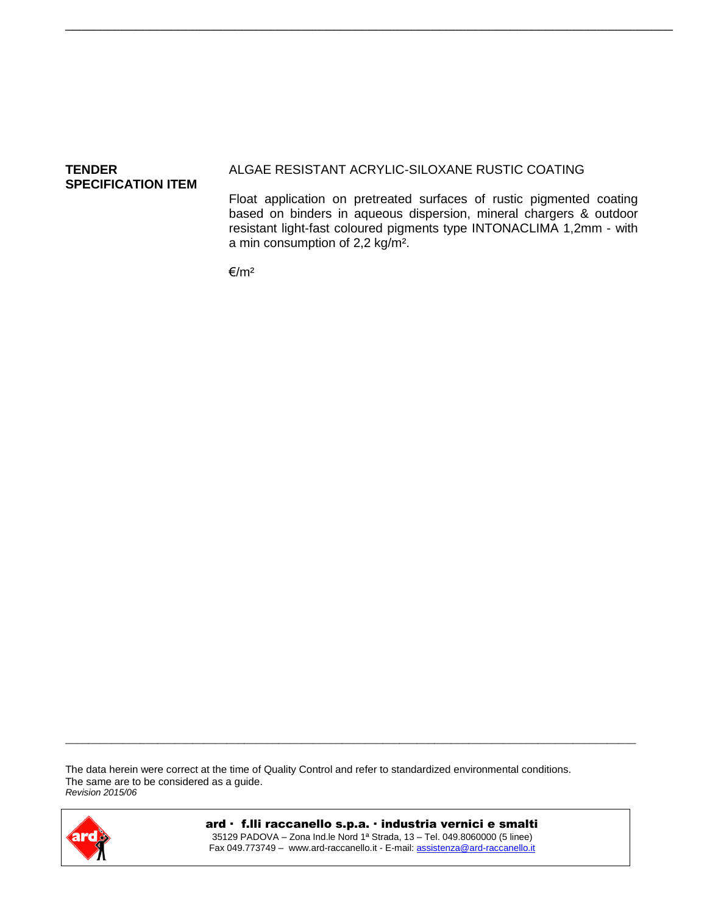**TENDER SPECIFICATION ITEM**

ALGAE RESISTANT ACRYLIC-SILOXANE RUSTIC COATING

Float application on pretreated surfaces of rustic pigmented coating based on binders in aqueous dispersion, mineral chargers & outdoor resistant light-fast coloured pigments type INTONACLIMA 1,2mm - with a min consumption of 2,2 kg/m².

€/m²

The data herein were correct at the time of Quality Control and refer to standardized environmental conditions.
The same are to be considered as a guide.
*Revision 2015/06*

**ard · f.lli raccanello s.p.a. · industria vernici e smalti**
35129 PADOVA – Zona Ind.le Nord 1ª Strada, 13 – Tel. 049.8060000 (5 linee)
Fax 049.773749 – www.ard-raccanello.it - E-mail: assistenza@ard-raccanello.it